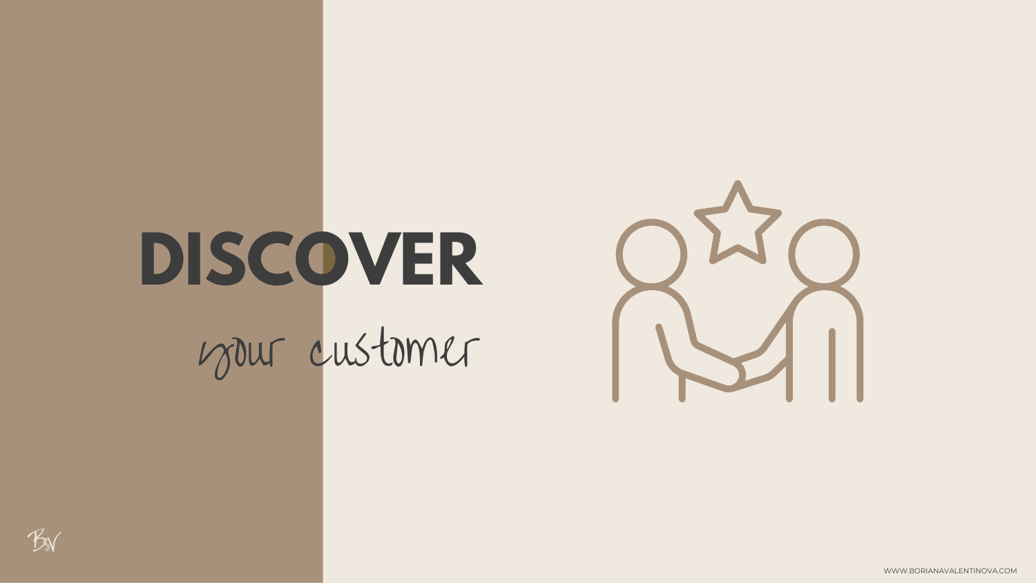# DISCOVER

*your customer*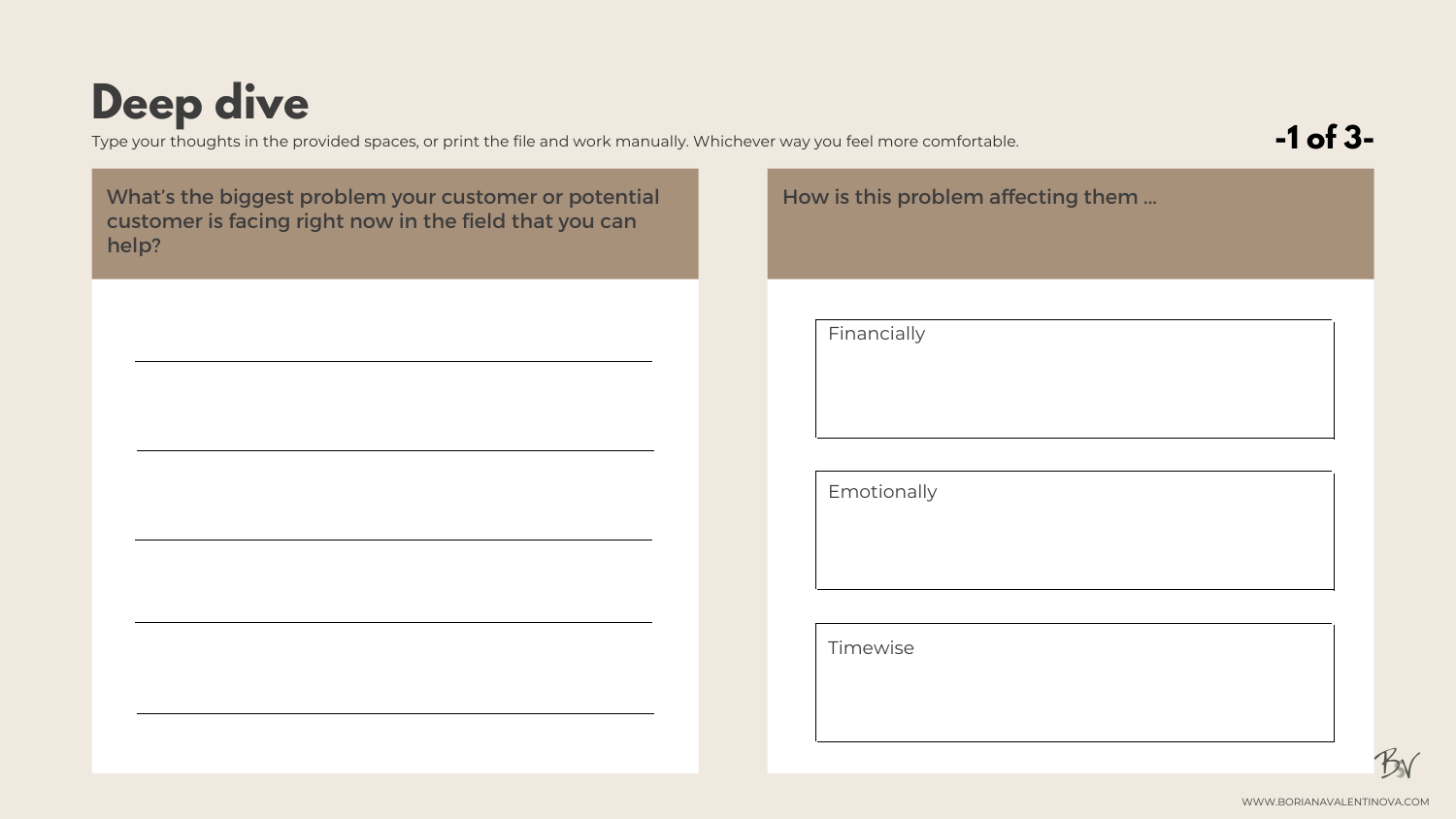# Deep dive

Type your thoughts in the provided spaces, or print the file and work manually. Whichever way you feel more comfortable.

**What's the biggest problem your customer or potential customer is facing right now in the field that you can help?**

**How is this problem affecting them ...**

Financially

Emotionally

Timewise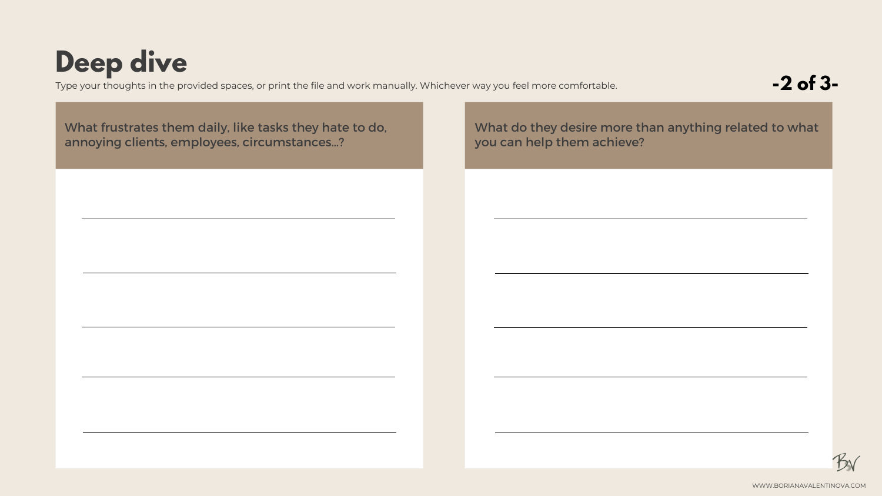# Deep dive

Type your thoughts in the provided spaces, or print the file and work manually. Whichever way you feel more comfortable.

**What frustrates them daily, like tasks they hate to do, annoying clients, employees, circumstances...?**

**What do they desire more than anything related to what you can help them achieve?**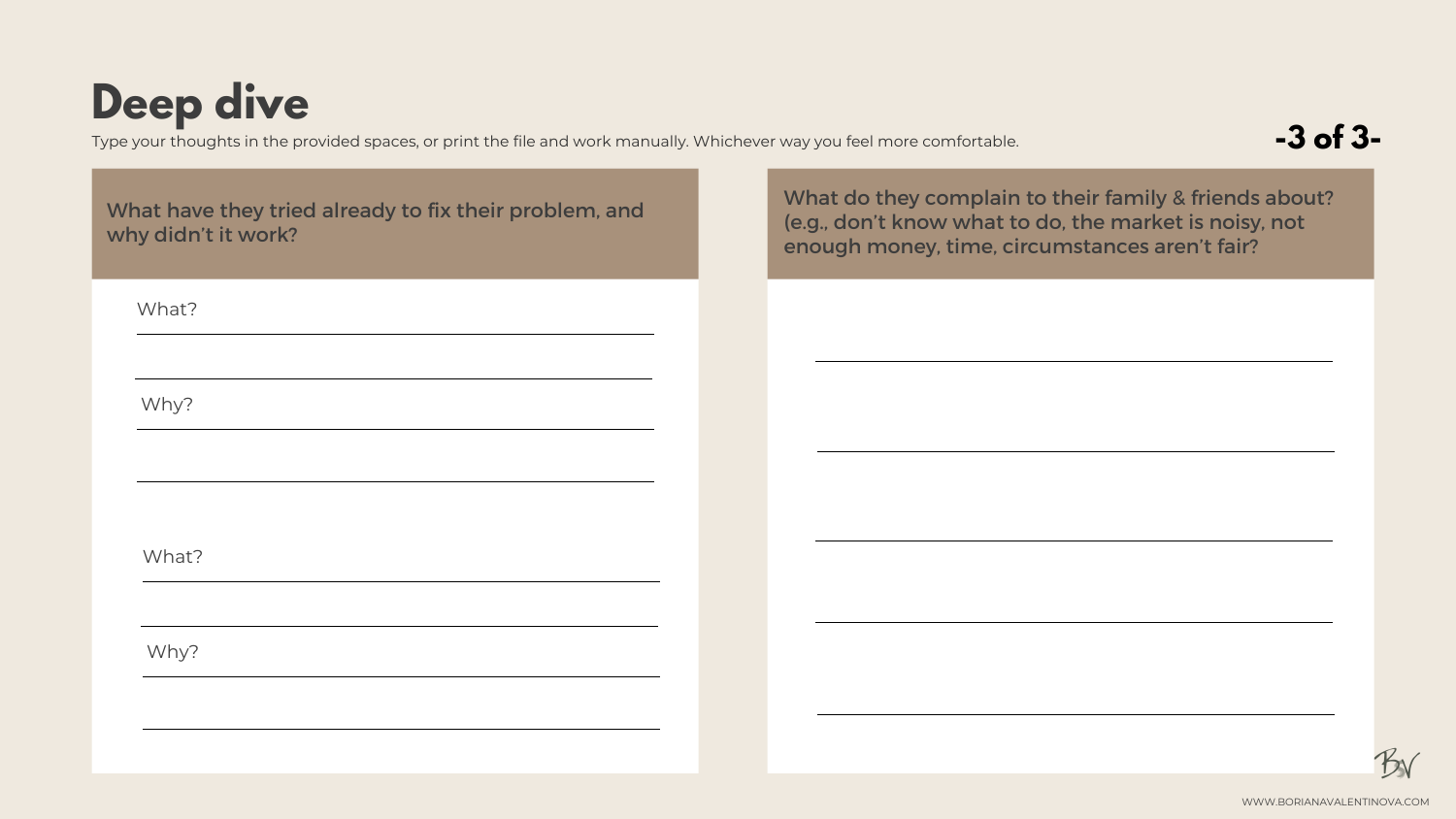# Deep dive

Type your thoughts in the provided spaces, or print the file and work manually. Whichever way you feel more comfortable.

**What have they tried already to fix their problem, and why didn't it work?**

What?

Why?

What?

Why?

**What do they complain to their family & friends about? (e.g., don't know what to do, the market is noisy, not enough money, time, circumstances aren't fair?**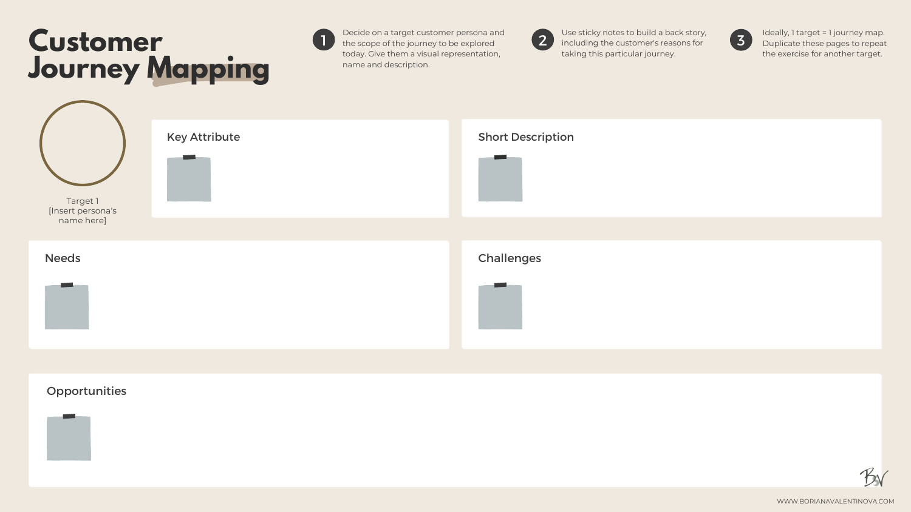# Customer Journey Mapping

1. Decide on a target customer persona and the scope of the journey to be explored today. Give them a visual representation, name and description.
2. Use sticky notes to build a back story, including the customer's reasons for taking this particular journey.
3. Ideally, 1 target = 1 journey map. Duplicate these pages to repeat the exercise for another target.

Target 1
[Insert persona's name here]

## Key Attribute

## Short Description

## Needs

## Challenges

## Opportunities

WWW.BORIANAVALENTINOVA.COM